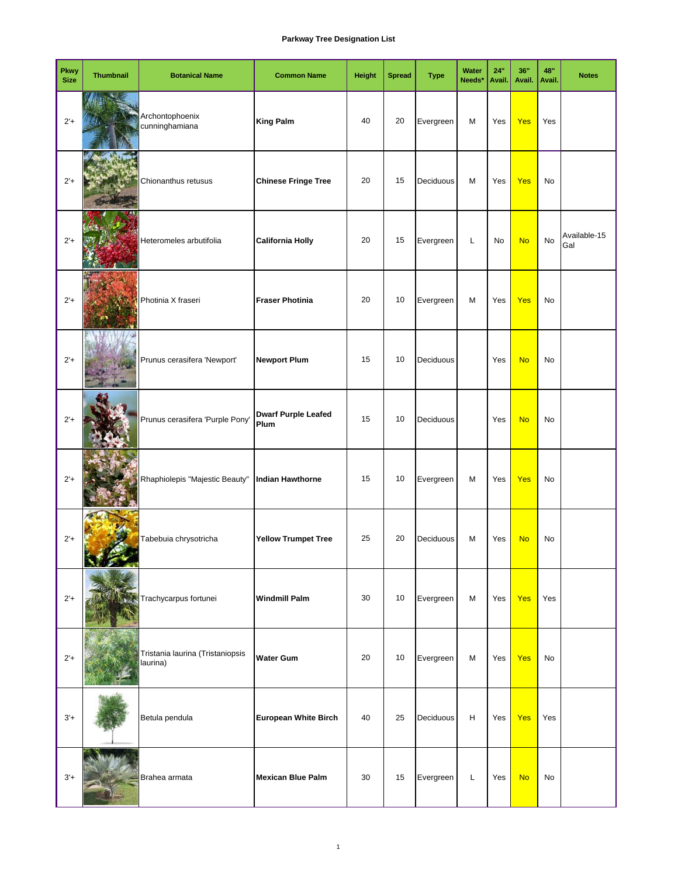**Parkway Tree Designation List**

| Pkwy Size | Thumbnail | Botanical Name | Common Name | Height | Spread | Type | Water Needs* | 24" Avail. | 36" Avail. | 48" Avail. | Notes |
|---|---|---|---|---|---|---|---|---|---|---|---|
| 2'+ | | Archontophoenix cunninghamiana | **King Palm** | 40 | 20 | Evergreen | M | Yes | Yes | Yes | |
| 2'+ | | Chionanthus retusus | **Chinese Fringe Tree** | 20 | 15 | Deciduous | M | Yes | Yes | No | |
| 2'+ | | Heteromeles arbutifolia | **California Holly** | 20 | 15 | Evergreen | L | No | No | No | Available-15 Gal |
| 2'+ | | Photinia X fraseri | **Fraser Photinia** | 20 | 10 | Evergreen | M | Yes | Yes | No | |
| 2'+ | | Prunus cerasifera 'Newport' | **Newport Plum** | 15 | 10 | Deciduous | | Yes | No | No | |
| 2'+ | | Prunus cerasifera 'Purple Pony' | **Dwarf Purple Leafed Plum** | 15 | 10 | Deciduous | | Yes | No | No | |
| 2'+ | | Rhaphiolepis "Majestic Beauty" | **Indian Hawthorne** | 15 | 10 | Evergreen | M | Yes | Yes | No | |
| 2'+ | | Tabebuia chrysotricha | **Yellow Trumpet Tree** | 25 | 20 | Deciduous | M | Yes | No | No | |
| 2'+ | | Trachycarpus fortunei | **Windmill Palm** | 30 | 10 | Evergreen | M | Yes | Yes | Yes | |
| 2'+ | | Tristania laurina (Tristaniopsis laurina) | **Water Gum** | 20 | 10 | Evergreen | M | Yes | Yes | No | |
| 3'+ | | Betula pendula | **European White Birch** | 40 | 25 | Deciduous | H | Yes | Yes | Yes | |
| 3'+ | | Brahea armata | **Mexican Blue Palm** | 30 | 15 | Evergreen | L | Yes | No | No | |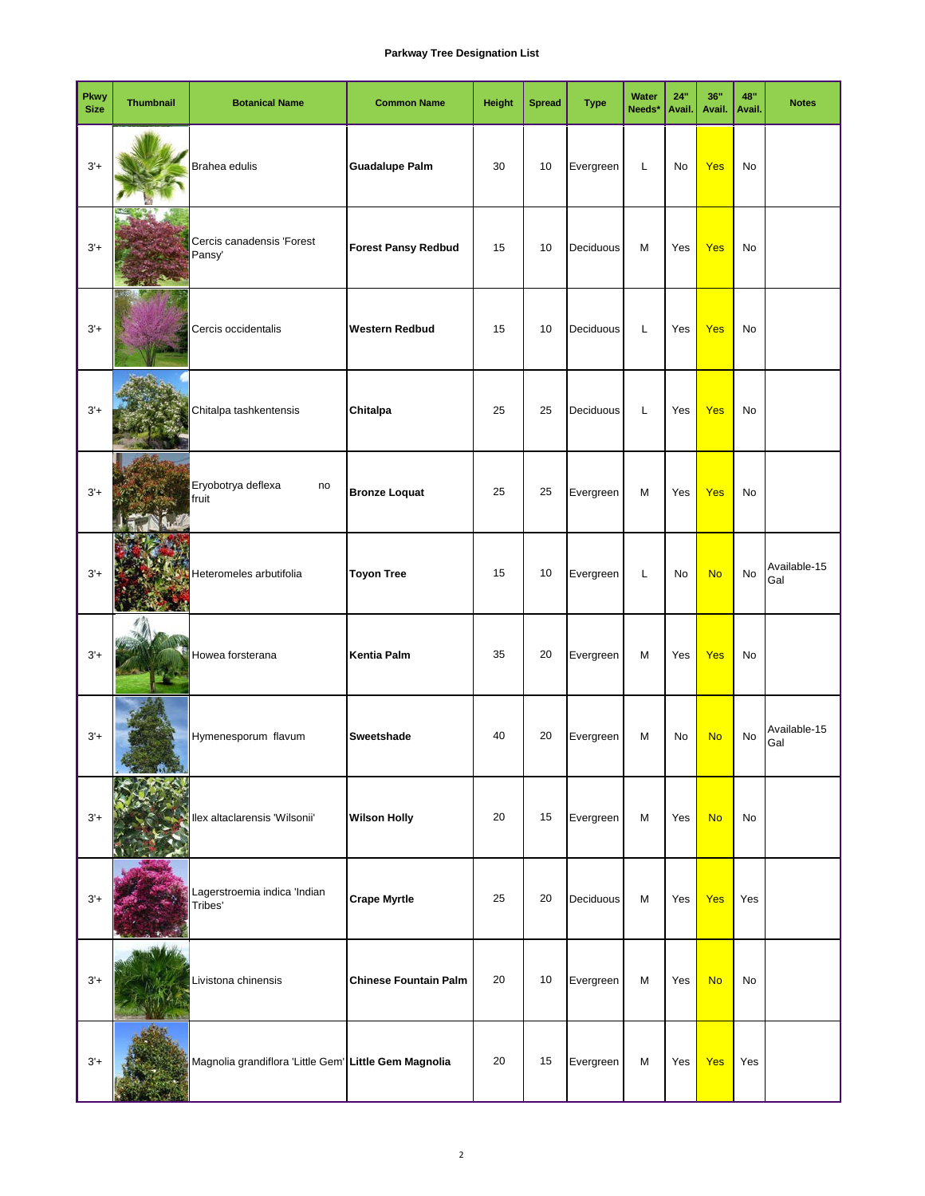**Parkway Tree Designation List**

| Pkwy Size | Thumbnail | Botanical Name | Common Name | Height | Spread | Type | Water Needs* | 24" Avail. | 36" Avail. | 48" Avail. | Notes |
|---|---|---|---|---|---|---|---|---|---|---|---|
| 3'+ | | Brahea edulis | **Guadalupe Palm** | 30 | 10 | Evergreen | L | No | Yes | No | |
| 3'+ | | Cercis canadensis 'Forest Pansy' | **Forest Pansy Redbud** | 15 | 10 | Deciduous | M | Yes | Yes | No | |
| 3'+ | | Cercis occidentalis | **Western Redbud** | 15 | 10 | Deciduous | L | Yes | Yes | No | |
| 3'+ | | Chitalpa tashkentensis | **Chitalpa** | 25 | 25 | Deciduous | L | Yes | Yes | No | |
| 3'+ | | Eryobotrya deflexa no fruit | **Bronze Loquat** | 25 | 25 | Evergreen | M | Yes | Yes | No | |
| 3'+ | | Heteromeles arbutifolia | **Toyon Tree** | 15 | 10 | Evergreen | L | No | No | No | Available-15 Gal |
| 3'+ | | Howea forsterana | **Kentia Palm** | 35 | 20 | Evergreen | M | Yes | Yes | No | |
| 3'+ | | Hymenesporum flavum | **Sweetshade** | 40 | 20 | Evergreen | M | No | No | No | Available-15 Gal |
| 3'+ | | Ilex altaclarensis 'Wilsonii' | **Wilson Holly** | 20 | 15 | Evergreen | M | Yes | No | No | |
| 3'+ | | Lagerstroemia indica 'Indian Tribes' | **Crape Myrtle** | 25 | 20 | Deciduous | M | Yes | Yes | Yes | |
| 3'+ | | Livistona chinensis | **Chinese Fountain Palm** | 20 | 10 | Evergreen | M | Yes | No | No | |
| 3'+ | | Magnolia grandiflora 'Little Gem' | **Little Gem Magnolia** | 20 | 15 | Evergreen | M | Yes | Yes | Yes | |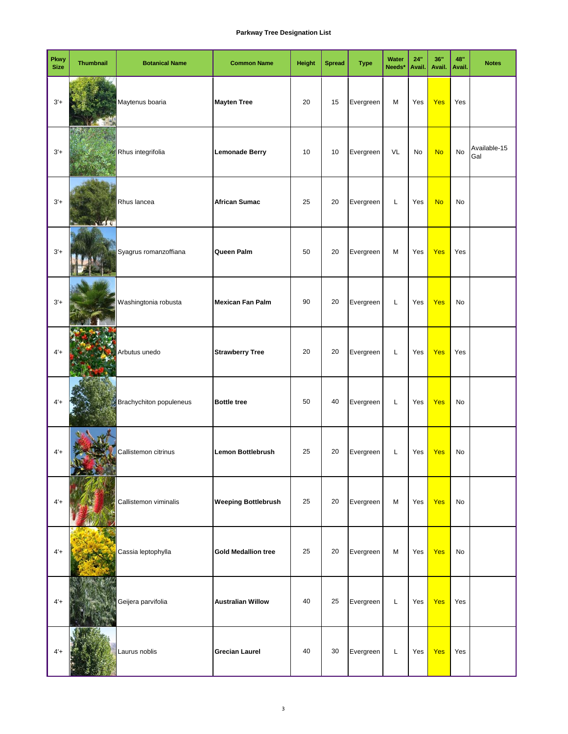**Parkway Tree Designation List**

| Pkwy Size | Thumbnail | Botanical Name | Common Name | Height | Spread | Type | Water Needs* | 24" Avail. | 36" Avail. | 48" Avail. | Notes |
|---|---|---|---|---|---|---|---|---|---|---|---|
| 3'+ | | Maytenus boaria | **Mayten Tree** | 20 | 15 | Evergreen | M | Yes | Yes | Yes | |
| 3'+ | | Rhus integrifolia | **Lemonade Berry** | 10 | 10 | Evergreen | VL | No | No | No | Available-15 Gal |
| 3'+ | | Rhus lancea | **African Sumac** | 25 | 20 | Evergreen | L | Yes | No | No | |
| 3'+ | | Syagrus romanzoffiana | **Queen Palm** | 50 | 20 | Evergreen | M | Yes | Yes | Yes | |
| 3'+ | | Washingtonia robusta | **Mexican Fan Palm** | 90 | 20 | Evergreen | L | Yes | Yes | No | |
| 4'+ | | Arbutus unedo | **Strawberry Tree** | 20 | 20 | Evergreen | L | Yes | Yes | Yes | |
| 4'+ | | Brachychiton populeneus | **Bottle tree** | 50 | 40 | Evergreen | L | Yes | Yes | No | |
| 4'+ | | Callistemon citrinus | **Lemon Bottlebrush** | 25 | 20 | Evergreen | L | Yes | Yes | No | |
| 4'+ | | Callistemon viminalis | **Weeping Bottlebrush** | 25 | 20 | Evergreen | M | Yes | Yes | No | |
| 4'+ | | Cassia leptophylla | **Gold Medallion tree** | 25 | 20 | Evergreen | M | Yes | Yes | No | |
| 4'+ | | Geijera parvifolia | **Australian Willow** | 40 | 25 | Evergreen | L | Yes | Yes | Yes | |
| 4'+ | | Laurus noblis | **Grecian Laurel** | 40 | 30 | Evergreen | L | Yes | Yes | Yes | |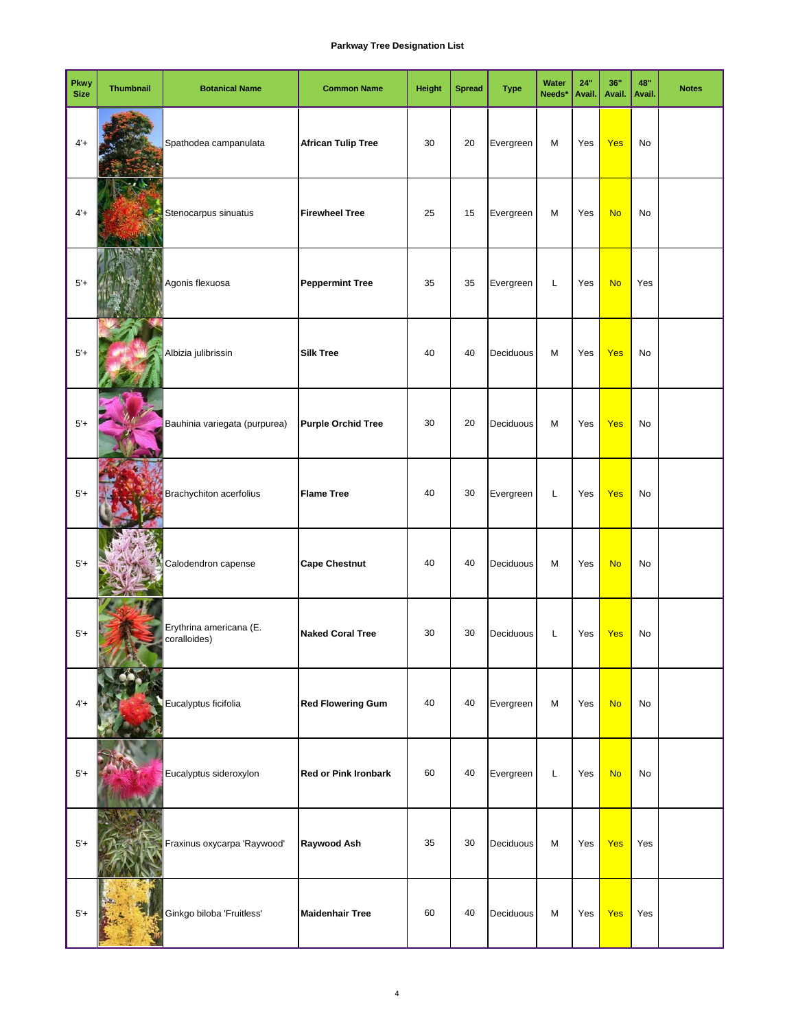**Parkway Tree Designation List**

| Pkwy Size | Thumbnail | Botanical Name | Common Name | Height | Spread | Type | Water Needs* | 24" Avail. | 36" Avail. | 48" Avail. | Notes |
|---|---|---|---|---|---|---|---|---|---|---|---|
| 4'+ | | Spathodea campanulata | **African Tulip Tree** | 30 | 20 | Evergreen | M | Yes | Yes | No | |
| 4'+ | | Stenocarpus sinuatus | **Firewheel Tree** | 25 | 15 | Evergreen | M | Yes | No | No | |
| 5'+ | | Agonis flexuosa | **Peppermint Tree** | 35 | 35 | Evergreen | L | Yes | No | Yes | |
| 5'+ | | Albizia julibrissin | **Silk Tree** | 40 | 40 | Deciduous | M | Yes | Yes | No | |
| 5'+ | | Bauhinia variegata (purpurea) | **Purple Orchid Tree** | 30 | 20 | Deciduous | M | Yes | Yes | No | |
| 5'+ | | Brachychiton acerfolius | **Flame Tree** | 40 | 30 | Evergreen | L | Yes | Yes | No | |
| 5'+ | | Calodendron capense | **Cape Chestnut** | 40 | 40 | Deciduous | M | Yes | No | No | |
| 5'+ | | Erythrina americana (E. coralloides) | **Naked Coral Tree** | 30 | 30 | Deciduous | L | Yes | Yes | No | |
| 4'+ | | Eucalyptus ficifolia | **Red Flowering Gum** | 40 | 40 | Evergreen | M | Yes | No | No | |
| 5'+ | | Eucalyptus sideroxylon | **Red or Pink Ironbark** | 60 | 40 | Evergreen | L | Yes | No | No | |
| 5'+ | | Fraxinus oxycarpa 'Raywood' | **Raywood Ash** | 35 | 30 | Deciduous | M | Yes | Yes | Yes | |
| 5'+ | | Ginkgo biloba 'Fruitless' | **Maidenhair Tree** | 60 | 40 | Deciduous | M | Yes | Yes | Yes | |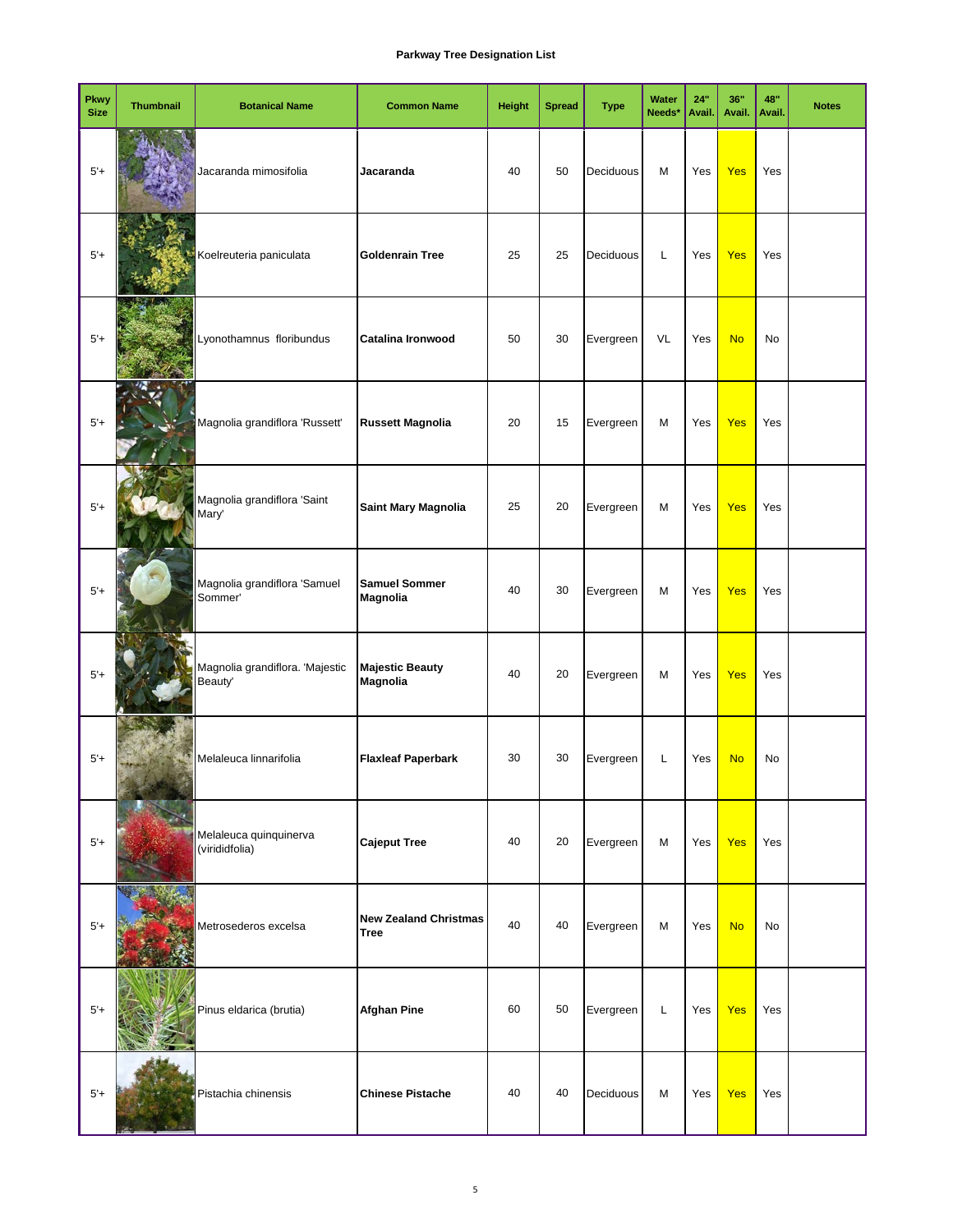**Parkway Tree Designation List**

| Pkwy Size | Thumbnail | Botanical Name | Common Name | Height | Spread | Type | Water Needs* | 24" Avail. | 36" Avail. | 48" Avail. | Notes |
|---|---|---|---|---|---|---|---|---|---|---|---|
| 5'+ | | Jacaranda mimosifolia | **Jacaranda** | 40 | 50 | Deciduous | M | Yes | Yes | Yes | |
| 5'+ | | Koelreuteria paniculata | **Goldenrain Tree** | 25 | 25 | Deciduous | L | Yes | Yes | Yes | |
| 5'+ | | Lyonothamnus floribundus | **Catalina Ironwood** | 50 | 30 | Evergreen | VL | Yes | No | No | |
| 5'+ | | Magnolia grandiflora 'Russett' | **Russett Magnolia** | 20 | 15 | Evergreen | M | Yes | Yes | Yes | |
| 5'+ | | Magnolia grandiflora 'Saint Mary' | **Saint Mary Magnolia** | 25 | 20 | Evergreen | M | Yes | Yes | Yes | |
| 5'+ | | Magnolia grandiflora 'Samuel Sommer' | **Samuel Sommer Magnolia** | 40 | 30 | Evergreen | M | Yes | Yes | Yes | |
| 5'+ | | Magnolia grandiflora. 'Majestic Beauty' | **Majestic Beauty Magnolia** | 40 | 20 | Evergreen | M | Yes | Yes | Yes | |
| 5'+ | | Melaleuca linnarifolia | **Flaxleaf Paperbark** | 30 | 30 | Evergreen | L | Yes | No | No | |
| 5'+ | | Melaleuca quinquinerva (virididfolia) | **Cajeput Tree** | 40 | 20 | Evergreen | M | Yes | Yes | Yes | |
| 5'+ | | Metrosederos excelsa | **New Zealand Christmas Tree** | 40 | 40 | Evergreen | M | Yes | No | No | |
| 5'+ | | Pinus eldarica (brutia) | **Afghan Pine** | 60 | 50 | Evergreen | L | Yes | Yes | Yes | |
| 5'+ | | Pistachia chinensis | **Chinese Pistache** | 40 | 40 | Deciduous | M | Yes | Yes | Yes | |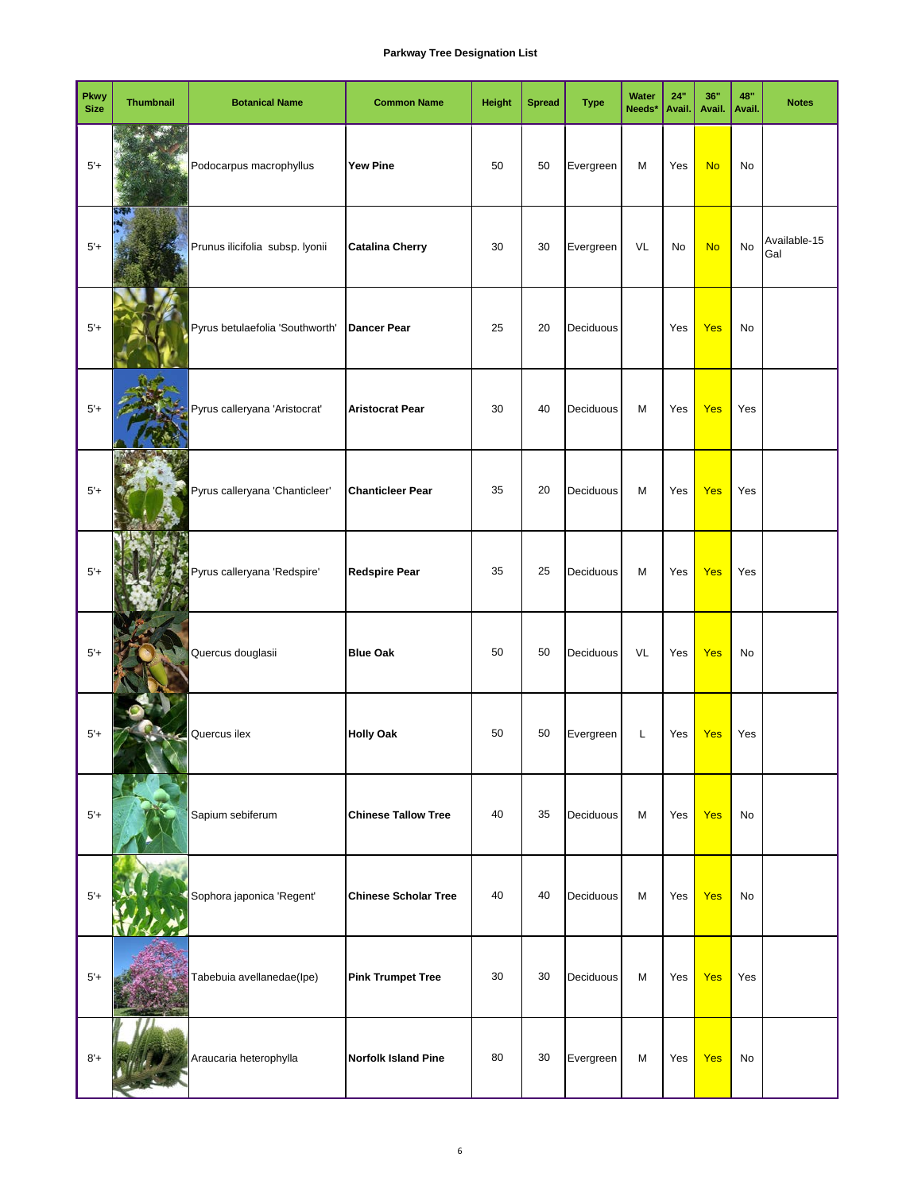**Parkway Tree Designation List**

| Pkwy Size | Thumbnail | Botanical Name | Common Name | Height | Spread | Type | Water Needs* | 24" Avail. | 36" Avail. | 48" Avail. | Notes |
|---|---|---|---|---|---|---|---|---|---|---|---|
| 5'+ | | Podocarpus macrophyllus | **Yew Pine** | 50 | 50 | Evergreen | M | Yes | No | No | |
| 5'+ | | Prunus ilicifolia subsp. lyonii | **Catalina Cherry** | 30 | 30 | Evergreen | VL | No | No | No | Available-15 Gal |
| 5'+ | | Pyrus betulaefolia 'Southworth' | **Dancer Pear** | 25 | 20 | Deciduous | | Yes | Yes | No | |
| 5'+ | | Pyrus calleryana 'Aristocrat' | **Aristocrat Pear** | 30 | 40 | Deciduous | M | Yes | Yes | Yes | |
| 5'+ | | Pyrus calleryana 'Chanticleer' | **Chanticleer Pear** | 35 | 20 | Deciduous | M | Yes | Yes | Yes | |
| 5'+ | | Pyrus calleryana 'Redspire' | **Redspire Pear** | 35 | 25 | Deciduous | M | Yes | Yes | Yes | |
| 5'+ | | Quercus douglasii | **Blue Oak** | 50 | 50 | Deciduous | VL | Yes | Yes | No | |
| 5'+ | | Quercus ilex | **Holly Oak** | 50 | 50 | Evergreen | L | Yes | Yes | Yes | |
| 5'+ | | Sapium sebiferum | **Chinese Tallow Tree** | 40 | 35 | Deciduous | M | Yes | Yes | No | |
| 5'+ | | Sophora japonica 'Regent' | **Chinese Scholar Tree** | 40 | 40 | Deciduous | M | Yes | Yes | No | |
| 5'+ | | Tabebuia avellanedae(Ipe) | **Pink Trumpet Tree** | 30 | 30 | Deciduous | M | Yes | Yes | Yes | |
| 8'+ | | Araucaria heterophylla | **Norfolk Island Pine** | 80 | 30 | Evergreen | M | Yes | Yes | No | |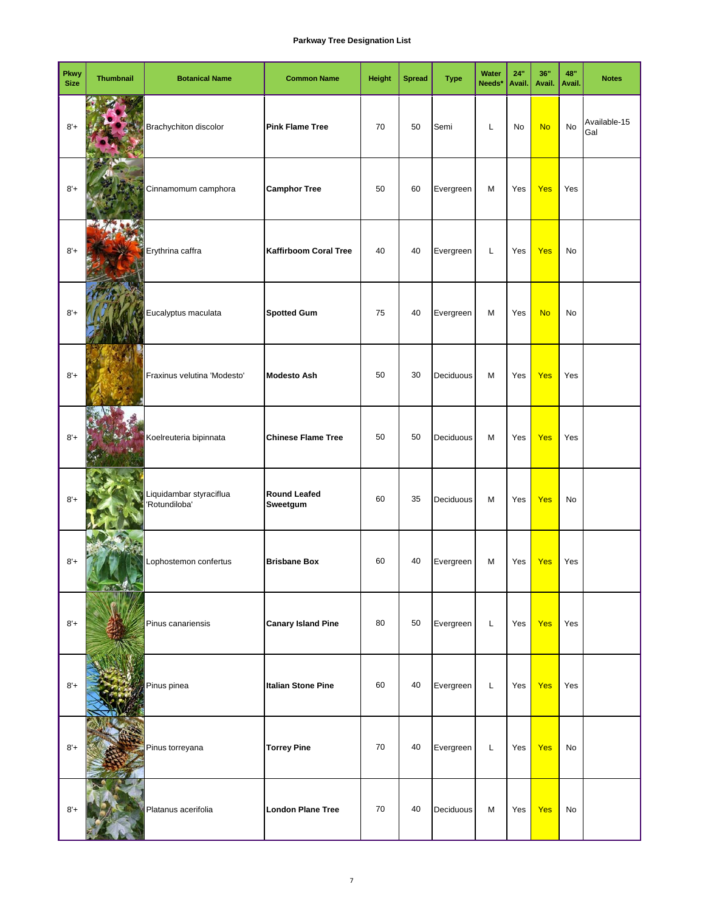**Parkway Tree Designation List**

| Pkwy Size | Thumbnail | Botanical Name | Common Name | Height | Spread | Type | Water Needs* | 24" Avail. | 36" Avail. | 48" Avail. | Notes |
|---|---|---|---|---|---|---|---|---|---|---|---|
| 8'+ | | Brachychiton discolor | **Pink Flame Tree** | 70 | 50 | Semi | L | No | No | No | Available-15 Gal |
| 8'+ | | Cinnamomum camphora | **Camphor Tree** | 50 | 60 | Evergreen | M | Yes | Yes | Yes | |
| 8'+ | | Erythrina caffra | **Kaffirboom Coral Tree** | 40 | 40 | Evergreen | L | Yes | Yes | No | |
| 8'+ | | Eucalyptus maculata | **Spotted Gum** | 75 | 40 | Evergreen | M | Yes | No | No | |
| 8'+ | | Fraxinus velutina 'Modesto' | **Modesto Ash** | 50 | 30 | Deciduous | M | Yes | Yes | Yes | |
| 8'+ | | Koelreuteria bipinnata | **Chinese Flame Tree** | 50 | 50 | Deciduous | M | Yes | Yes | Yes | |
| 8'+ | | Liquidambar styraciflua 'Rotundiloba' | **Round Leafed Sweetgum** | 60 | 35 | Deciduous | M | Yes | Yes | No | |
| 8'+ | | Lophostemon confertus | **Brisbane Box** | 60 | 40 | Evergreen | M | Yes | Yes | Yes | |
| 8'+ | | Pinus canariensis | **Canary Island Pine** | 80 | 50 | Evergreen | L | Yes | Yes | Yes | |
| 8'+ | | Pinus pinea | **Italian Stone Pine** | 60 | 40 | Evergreen | L | Yes | Yes | Yes | |
| 8'+ | | Pinus torreyana | **Torrey Pine** | 70 | 40 | Evergreen | L | Yes | Yes | No | |
| 8'+ | | Platanus acerifolia | **London Plane Tree** | 70 | 40 | Deciduous | M | Yes | Yes | No | |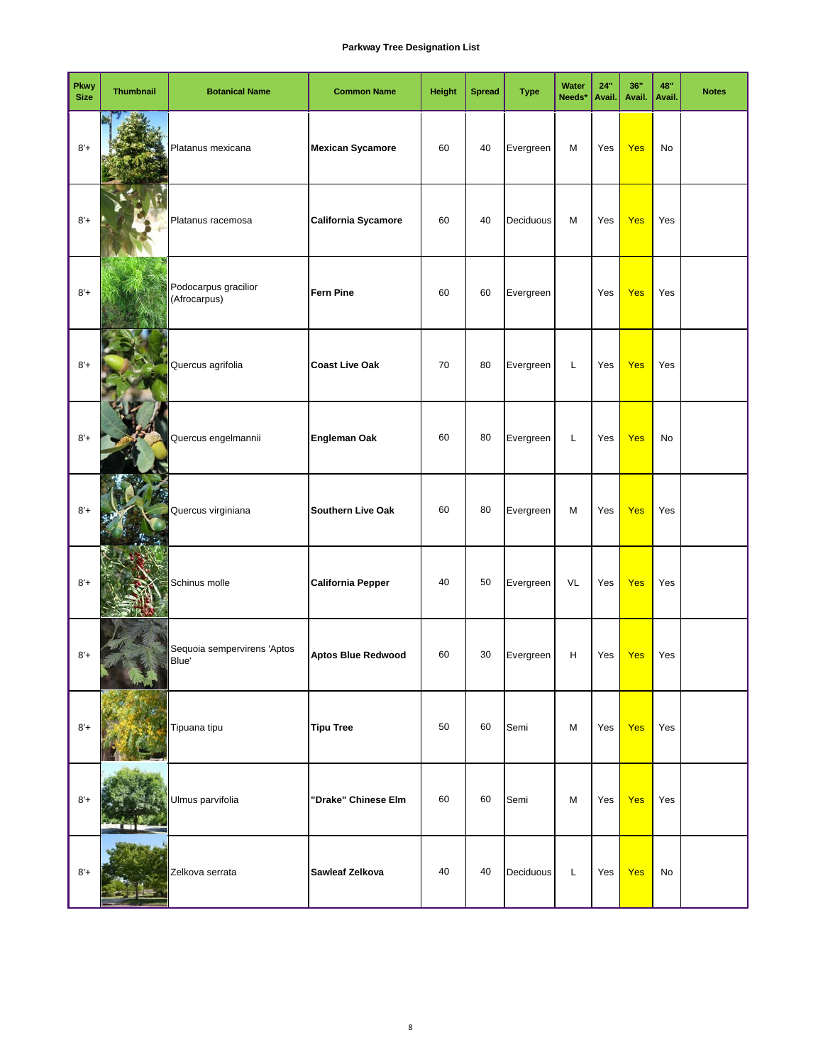**Parkway Tree Designation List**

| Pkwy Size | Thumbnail | Botanical Name | Common Name | Height | Spread | Type | Water Needs* | 24" Avail. | 36" Avail. | 48" Avail. | Notes |
|---|---|---|---|---|---|---|---|---|---|---|---|
| 8'+ | | Platanus mexicana | **Mexican Sycamore** | 60 | 40 | Evergreen | M | Yes | Yes | No | |
| 8'+ | | Platanus racemosa | **California Sycamore** | 60 | 40 | Deciduous | M | Yes | Yes | Yes | |
| 8'+ | | Podocarpus gracilior (Afrocarpus) | **Fern Pine** | 60 | 60 | Evergreen | | Yes | Yes | Yes | |
| 8'+ | | Quercus agrifolia | **Coast Live Oak** | 70 | 80 | Evergreen | L | Yes | Yes | Yes | |
| 8'+ | | Quercus engelmannii | **Engleman Oak** | 60 | 80 | Evergreen | L | Yes | Yes | No | |
| 8'+ | | Quercus virginiana | **Southern Live Oak** | 60 | 80 | Evergreen | M | Yes | Yes | Yes | |
| 8'+ | | Schinus molle | **California Pepper** | 40 | 50 | Evergreen | VL | Yes | Yes | Yes | |
| 8'+ | | Sequoia sempervirens 'Aptos Blue' | **Aptos Blue Redwood** | 60 | 30 | Evergreen | H | Yes | Yes | Yes | |
| 8'+ | | Tipuana tipu | **Tipu Tree** | 50 | 60 | Semi | M | Yes | Yes | Yes | |
| 8'+ | | Ulmus parvifolia | **"Drake" Chinese Elm** | 60 | 60 | Semi | M | Yes | Yes | Yes | |
| 8'+ | | Zelkova serrata | **Sawleaf Zelkova** | 40 | 40 | Deciduous | L | Yes | Yes | No | |